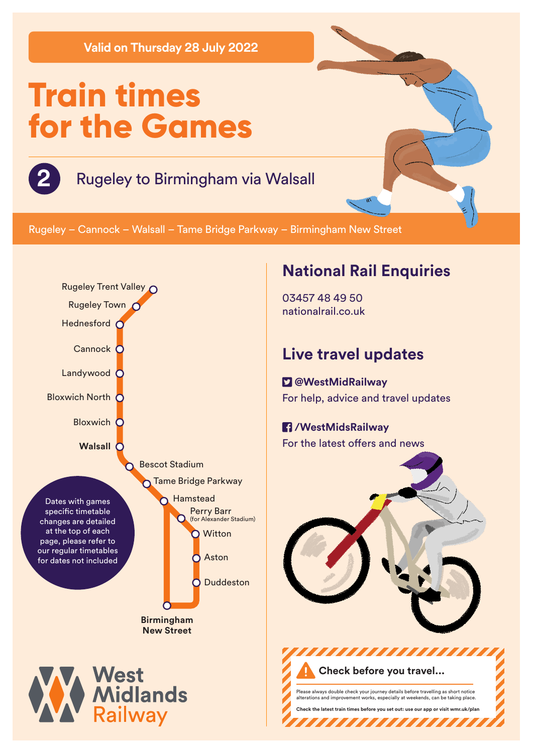Valid on Thursday 28 July 2022

# Train times for the Games

## 2 Rugeley to Birmingham via Walsall

Rugeley – Cannock – Walsall – Tame Bridge Parkway – Birmingham New Street

Rugeley Trent Valley
Rugeley Town
Hednesford
Cannock
Landywood
Bloxwich North
Bloxwich
**Walsall**
Bescot Stadium
Tame Bridge Parkway
Hamstead
Perry Barr (for Alexander Stadium)
Witton
Aston
Duddeston
**Birmingham New Street**

Dates with games specific timetable changes are detailed at the top of each page, please refer to our regular timetables for dates not included

## National Rail Enquiries

03457 48 49 50
nationalrail.co.uk

## Live travel updates

**@WestMidRailway**
For help, advice and travel updates

**/WestMidsRailway**
For the latest offers and news

**Check before you travel...**

Please always double check your journey details before travelling as short notice alterations and improvement works, especially at weekends, can be taking place.

**Check the latest train times before you set out: use our app or visit wmr.uk/plan**

West Midlands Railway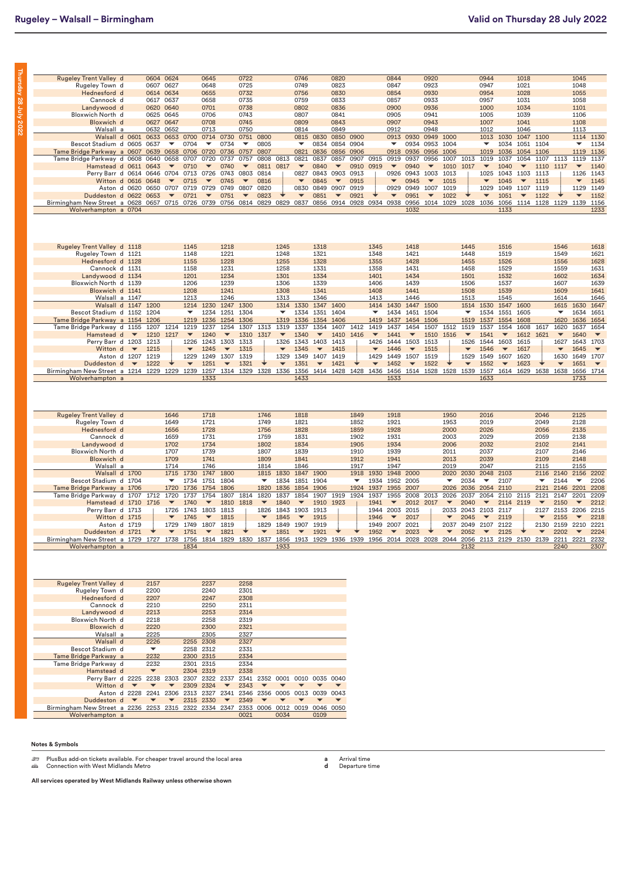# Rugeley – Walsall – Birmingham

**Valid on Thursday 28 July 2022**

| Station | | | | | | | | | | | | | | | | | | | | | | | | | | |
|---|---|---|---|---|---|---|---|---|---|---|---|---|---|---|---|---|---|---|---|---|---|---|---|---|---|---|
| Rugeley Trent Valley d | | 0604 | 0624 | | 0645 | | 0722 | | | 0746 | | 0820 | | | 0844 | | 0920 | | | 0944 | | 1018 | | | 1045 | |
| Rugeley Town d | | 0607 | 0627 | | 0648 | | 0725 | | | 0749 | | 0823 | | | 0847 | | 0923 | | | 0947 | | 1021 | | | 1048 | |
| Hednesford d | | 0614 | 0634 | | 0655 | | 0732 | | | 0756 | | 0830 | | | 0854 | | 0930 | | | 0954 | | 1028 | | | 1055 | |
| Cannock d | | 0617 | 0637 | | 0658 | | 0735 | | | 0759 | | 0833 | | | 0857 | | 0933 | | | 0957 | | 1031 | | | 1058 | |
| Landywood d | | 0620 | 0640 | | 0701 | | 0738 | | | 0802 | | 0836 | | | 0900 | | 0936 | | | 1000 | | 1034 | | | 1101 | |
| Bloxwich North d | | 0625 | 0645 | | 0706 | | 0743 | | | 0807 | | 0841 | | | 0905 | | 0941 | | | 1005 | | 1039 | | | 1106 | |
| Bloxwich d | | 0627 | 0647 | | 0708 | | 0745 | | | 0809 | | 0843 | | | 0907 | | 0943 | | | 1007 | | 1041 | | | 1108 | |
| Walsall a | | 0632 | 0652 | | 0713 | | 0750 | | | 0814 | | 0849 | | | 0912 | | 0948 | | | 1012 | | 1046 | | | 1113 | |
| Walsall d | 0601 | 0633 | 0653 | 0700 | 0714 | 0730 | 0751 | 0800 | | 0815 | 0830 | 0850 | 0900 | | 0913 | 0930 | 0949 | 1000 | | 1013 | 1030 | 1047 | 1100 | | 1114 | 1130 |
| Bescot Stadium d | 0605 | 0637 | ▼ | 0704 | ▼ | 0734 | ▼ | 0805 | | ▼ | 0834 | 0854 | 0904 | | ▼ | 0934 | 0953 | 1004 | | ▼ | 1034 | 1051 | 1104 | | ▼ | 1134 |
| Tame Bridge Parkway a | 0607 | 0639 | 0658 | 0706 | 0720 | 0736 | 0757 | 0807 | | 0821 | 0836 | 0856 | 0906 | | 0918 | 0936 | 0956 | 1006 | | 1019 | 1036 | 1054 | 1106 | | 1119 | 1136 |
| Tame Bridge Parkway d | 0608 | 0640 | 0658 | 0707 | 0720 | 0737 | 0757 | 0808 | 0813 | 0821 | 0837 | 0857 | 0907 | 0915 | 0919 | 0937 | 0956 | 1007 | 1013 | 1019 | 1037 | 1054 | 1107 | 1113 | 1119 | 1137 |
| Hamstead d | 0611 | 0643 | ▼ | 0710 | ▼ | 0740 | ▼ | 0811 | 0817 | ▼ | 0840 | ▼ | 0910 | 0919 | ▼ | 0940 | ▼ | 1010 | 1017 | ▼ | 1040 | ▼ | 1110 | 1117 | ▼ | 1140 |
| Perry Barr d | 0614 | 0646 | 0704 | 0713 | 0726 | 0743 | 0803 | 0814 | | 0827 | 0843 | 0903 | 0913 | | 0926 | 0943 | 1003 | 1013 | | 1025 | 1043 | 1103 | 1113 | | 1126 | 1143 |
| Witton d | 0616 | 0648 | ▼ | 0715 | ▼ | 0745 | ▼ | 0816 | | ▼ | 0845 | ▼ | 0915 | | ▼ | 0945 | ▼ | 1015 | | ▼ | 1045 | ▼ | 1115 | | ▼ | 1145 |
| Aston d | 0620 | 0650 | 0707 | 0719 | 0729 | 0749 | 0807 | 0820 | | 0830 | 0849 | 0907 | 0919 | | 0929 | 0949 | 1007 | 1019 | | 1029 | 1049 | 1107 | 1119 | | 1129 | 1149 |
| Duddeston d | 0622 | 0653 | ▼ | 0721 | ▼ | 0751 | ▼ | 0823 | ↓ | ▼ | 0851 | ▼ | 0921 | ↓ | ▼ | 0951 | ▼ | 1022 | ↓ | ▼ | 1051 | ▼ | 1122 | ↓ | ▼ | 1152 |
| Birmingham New Street a | 0628 | 0657 | 0715 | 0726 | 0739 | 0756 | 0814 | 0829 | 0829 | 0837 | 0856 | 0914 | 0928 | 0934 | 0938 | 0956 | 1014 | 1029 | 1028 | 1036 | 1056 | 1114 | 1128 | 1129 | 1139 | 1156 |
| Wolverhampton a | 0704 | | | | | | | | | | | | | | | 1032 | | | | | 1133 | | | | | 1233 |

| Station | | | | | | | | | | | | | | | | | | | | | | | | | | |
|---|---|---|---|---|---|---|---|---|---|---|---|---|---|---|---|---|---|---|---|---|---|---|---|---|---|---|
| Rugeley Trent Valley d | 1118 | | | 1145 | | 1218 | | | 1245 | | 1318 | | | 1345 | | 1418 | | | 1445 | | 1516 | | | 1546 | | 1618 |
| Rugeley Town d | 1121 | | | 1148 | | 1221 | | | 1248 | | 1321 | | | 1348 | | 1421 | | | 1448 | | 1519 | | | 1549 | | 1621 |
| Hednesford d | 1128 | | | 1155 | | 1228 | | | 1255 | | 1328 | | | 1355 | | 1428 | | | 1455 | | 1526 | | | 1556 | | 1628 |
| Cannock d | 1131 | | | 1158 | | 1231 | | | 1258 | | 1331 | | | 1358 | | 1431 | | | 1458 | | 1529 | | | 1559 | | 1631 |
| Landywood d | 1134 | | | 1201 | | 1234 | | | 1301 | | 1334 | | | 1401 | | 1434 | | | 1501 | | 1532 | | | 1602 | | 1634 |
| Bloxwich North d | 1139 | | | 1206 | | 1239 | | | 1306 | | 1339 | | | 1406 | | 1439 | | | 1506 | | 1537 | | | 1607 | | 1639 |
| Bloxwich d | 1141 | | | 1208 | | 1241 | | | 1308 | | 1341 | | | 1408 | | 1441 | | | 1508 | | 1539 | | | 1609 | | 1641 |
| Walsall a | 1147 | | | 1213 | | 1246 | | | 1313 | | 1346 | | | 1413 | | 1446 | | | 1513 | | 1545 | | | 1614 | | 1646 |
| Walsall d | 1147 | 1200 | | 1214 | 1230 | 1247 | 1300 | | 1314 | 1330 | 1347 | 1400 | | 1414 | 1430 | 1447 | 1500 | | 1514 | 1530 | 1547 | 1600 | | 1615 | 1630 | 1647 |
| Bescot Stadium d | 1152 | 1204 | | ▼ | 1234 | 1251 | 1304 | | ▼ | 1334 | 1351 | 1404 | | ▼ | 1434 | 1451 | 1504 | | ▼ | 1534 | 1551 | 1605 | | ▼ | 1634 | 1651 |
| Tame Bridge Parkway a | 1154 | 1206 | | 1219 | 1236 | 1254 | 1306 | | 1319 | 1336 | 1354 | 1406 | | 1419 | 1437 | 1454 | 1506 | | 1519 | 1537 | 1554 | 1608 | | 1620 | 1636 | 1654 |
| Tame Bridge Parkway d | 1155 | 1207 | 1214 | 1219 | 1237 | 1254 | 1307 | 1313 | 1319 | 1337 | 1354 | 1407 | 1412 | 1419 | 1437 | 1454 | 1507 | 1512 | 1519 | 1537 | 1554 | 1608 | 1617 | 1620 | 1637 | 1654 |
| Hamstead d | ▼ | 1210 | 1217 | ▼ | 1240 | ▼ | 1310 | 1317 | ▼ | 1340 | ▼ | 1410 | 1416 | ▼ | 1441 | ▼ | 1510 | 1516 | ▼ | 1541 | ▼ | 1612 | 1621 | ▼ | 1640 | ▼ |
| Perry Barr d | 1203 | 1213 | | 1226 | 1243 | 1303 | 1313 | | 1326 | 1343 | 1403 | 1413 | | 1426 | 1444 | 1503 | 1513 | | 1526 | 1544 | 1603 | 1615 | | 1627 | 1643 | 1703 |
| Witton d | ▼ | 1215 | | ▼ | 1245 | ▼ | 1315 | | ▼ | 1345 | ▼ | 1415 | | ▼ | 1446 | ▼ | 1515 | | ▼ | 1546 | ▼ | 1617 | | ▼ | 1645 | ▼ |
| Aston d | 1207 | 1219 | | 1229 | 1249 | 1307 | 1319 | | 1329 | 1349 | 1407 | 1419 | | 1429 | 1449 | 1507 | 1519 | | 1529 | 1549 | 1607 | 1620 | | 1630 | 1649 | 1707 |
| Duddeston d | ▼ | 1222 | ↓ | ▼ | 1251 | ▼ | 1321 | ↓ | ▼ | 1351 | ▼ | 1421 | ↓ | ▼ | 1452 | ▼ | 1522 | ↓ | ▼ | 1552 | ▼ | 1623 | ↓ | ▼ | 1651 | ▼ |
| Birmingham New Street a | 1214 | 1229 | 1229 | 1239 | 1257 | 1314 | 1329 | 1328 | 1336 | 1356 | 1414 | 1428 | 1428 | 1436 | 1456 | 1514 | 1528 | 1528 | 1539 | 1557 | 1614 | 1629 | 1638 | 1638 | 1656 | 1714 |
| Wolverhampton a | | | | | 1333 | | | | | 1433 | | | | | 1533 | | | | | 1633 | | | | | 1733 | |

| Station | | | | | | | | | | | | | | | | | | | | | | | | | | |
|---|---|---|---|---|---|---|---|---|---|---|---|---|---|---|---|---|---|---|---|---|---|---|---|---|---|---|
| Rugeley Trent Valley d | | | 1646 | | 1718 | | | 1746 | | 1818 | | | 1849 | | 1918 | | | 1950 | | 2016 | | | 2046 | | 2125 | |
| Rugeley Town d | | | 1649 | | 1721 | | | 1749 | | 1821 | | | 1852 | | 1921 | | | 1953 | | 2019 | | | 2049 | | 2128 | |
| Hednesford d | | | 1656 | | 1728 | | | 1756 | | 1828 | | | 1859 | | 1928 | | | 2000 | | 2026 | | | 2056 | | 2135 | |
| Cannock d | | | 1659 | | 1731 | | | 1759 | | 1831 | | | 1902 | | 1931 | | | 2003 | | 2029 | | | 2059 | | 2138 | |
| Landywood d | | | 1702 | | 1734 | | | 1802 | | 1834 | | | 1905 | | 1934 | | | 2006 | | 2032 | | | 2102 | | 2141 | |
| Bloxwich North d | | | 1707 | | 1739 | | | 1807 | | 1839 | | | 1910 | | 1939 | | | 2011 | | 2037 | | | 2107 | | 2146 | |
| Bloxwich d | | | 1709 | | 1741 | | | 1809 | | 1841 | | | 1912 | | 1941 | | | 2013 | | 2039 | | | 2109 | | 2148 | |
| Walsall a | | | 1714 | | 1746 | | | 1814 | | 1846 | | | 1917 | | 1947 | | | 2019 | | 2047 | | | 2115 | | 2155 | |
| Walsall d | 1700 | | 1715 | 1730 | 1747 | 1800 | | 1815 | 1830 | 1847 | 1900 | | 1918 | 1930 | 1948 | 2000 | | 2020 | 2030 | 2048 | 2103 | | 2116 | 2140 | 2156 | 2202 |
| Bescot Stadium d | 1704 | | ▼ | 1734 | 1751 | 1804 | | ▼ | 1834 | 1851 | 1904 | | ▼ | 1934 | 1952 | 2005 | | ▼ | 2034 | ▼ | 2107 | | ▼ | 2144 | ▼ | 2206 |
| Tame Bridge Parkway a | 1706 | | 1720 | 1736 | 1754 | 1806 | | 1820 | 1836 | 1854 | 1906 | | 1924 | 1937 | 1955 | 2007 | | 2026 | 2036 | 2054 | 2110 | | 2121 | 2146 | 2201 | 2208 |
| Tame Bridge Parkway d | 1707 | 1712 | 1720 | 1737 | 1754 | 1807 | 1814 | 1820 | 1837 | 1854 | 1907 | 1919 | 1924 | 1937 | 1955 | 2008 | 2013 | 2026 | 2037 | 2054 | 2110 | 2115 | 2121 | 2147 | 2201 | 2209 |
| Hamstead d | 1710 | 1716 | ▼ | 1740 | ▼ | 1810 | 1818 | ▼ | 1840 | ▼ | 1910 | 1923 | | 1941 | ▼ | 2012 | 2017 | ▼ | 2040 | ▼ | 2114 | 2119 | ▼ | 2150 | ▼ | 2212 |
| Perry Barr d | 1713 | | 1726 | 1743 | 1803 | 1813 | | 1826 | 1843 | 1903 | 1913 | | | 1944 | 2003 | 2015 | | 2033 | 2043 | 2103 | 2117 | | 2127 | 2153 | 2206 | 2215 |
| Witton d | 1715 | | ▼ | 1745 | ▼ | 1815 | | ▼ | 1845 | ▼ | 1915 | | | 1946 | ▼ | 2017 | | ▼ | 2045 | ▼ | 2119 | | ▼ | 2155 | ▼ | 2218 |
| Aston d | 1719 | | 1729 | 1749 | 1807 | 1819 | | 1829 | 1849 | 1907 | 1919 | | | 1949 | 2007 | 2021 | | 2037 | 2049 | 2107 | 2122 | | 2130 | 2159 | 2210 | 2221 |
| Duddeston d | 1721 | ↓ | ▼ | 1751 | ▼ | 1821 | ↓ | ▼ | 1851 | ▼ | 1921 | ↓ | ↓ | 1952 | ▼ | 2023 | ↓ | ▼ | 2052 | ▼ | 2125 | ↓ | ▼ | 2202 | ▼ | 2224 |
| Birmingham New Street a | 1729 | 1727 | 1738 | 1756 | 1814 | 1829 | 1830 | 1837 | 1856 | 1913 | 1929 | 1936 | 1939 | 1956 | 2014 | 2028 | 2028 | 2044 | 2056 | 2113 | 2129 | 2130 | 2139 | 2211 | 2221 | 2232 |
| Wolverhampton a | | | | 1834 | | | | | 1933 | | | | | | | | | | 2132 | | | | | 2240 | | 2307 |

| Station | | | | | | | | | | | | |
|---|---|---|---|---|---|---|---|---|---|---|---|---|
| Rugeley Trent Valley d | | 2157 | | | 2237 | | 2258 | | | | | |
| Rugeley Town d | | 2200 | | | 2240 | | 2301 | | | | | |
| Hednesford d | | 2207 | | | 2247 | | 2308 | | | | | |
| Cannock d | | 2210 | | | 2250 | | 2311 | | | | | |
| Landywood d | | 2213 | | | 2253 | | 2314 | | | | | |
| Bloxwich North d | | 2218 | | | 2258 | | 2319 | | | | | |
| Bloxwich d | | 2220 | | | 2300 | | 2321 | | | | | |
| Walsall a | | 2225 | | | 2305 | | 2327 | | | | | |
| Walsall d | | 2226 | | 2255 | 2308 | | 2327 | | | | | |
| Bescot Stadium d | | ▼ | | 2258 | 2312 | | 2331 | | | | | |
| Tame Bridge Parkway a | | 2232 | | 2300 | 2315 | | 2334 | | | | | |
| Tame Bridge Parkway d | | 2232 | | 2301 | 2315 | | 2334 | | | | | |
| Hamstead d | | ▼ | | 2304 | 2319 | | 2338 | | | | | |
| Perry Barr d | 2225 | 2238 | 2303 | 2307 | 2322 | 2337 | 2341 | 2352 | 0001 | 0010 | 0035 | 0040 |
| Witton d | ▼ | ▼ | ▼ | 2309 | 2324 | ▼ | 2343 | ▼ | ▼ | ▼ | ▼ | ▼ |
| Aston d | 2228 | 2241 | 2306 | 2313 | 2327 | 2341 | 2346 | 2356 | 0005 | 0013 | 0039 | 0043 |
| Duddeston d | ▼ | ▼ | ▼ | 2315 | 2330 | ▼ | 2349 | ▼ | ▼ | ▼ | ▼ | ▼ |
| Birmingham New Street a | 2236 | 2253 | 2315 | 2322 | 2334 | 2347 | 2353 | 0006 | 0012 | 0019 | 0046 | 0050 |
| Wolverhampton a | | | | | | | 0021 | | 0034 | | 0109 | |

**Notes & Symbols**

PlusBus add-on tickets available. For cheaper travel around the local area

Connection with West Midlands Metro

**a** Arrival time

**d** Departure time

**All services operated by West Midlands Railway unless otherwise shown**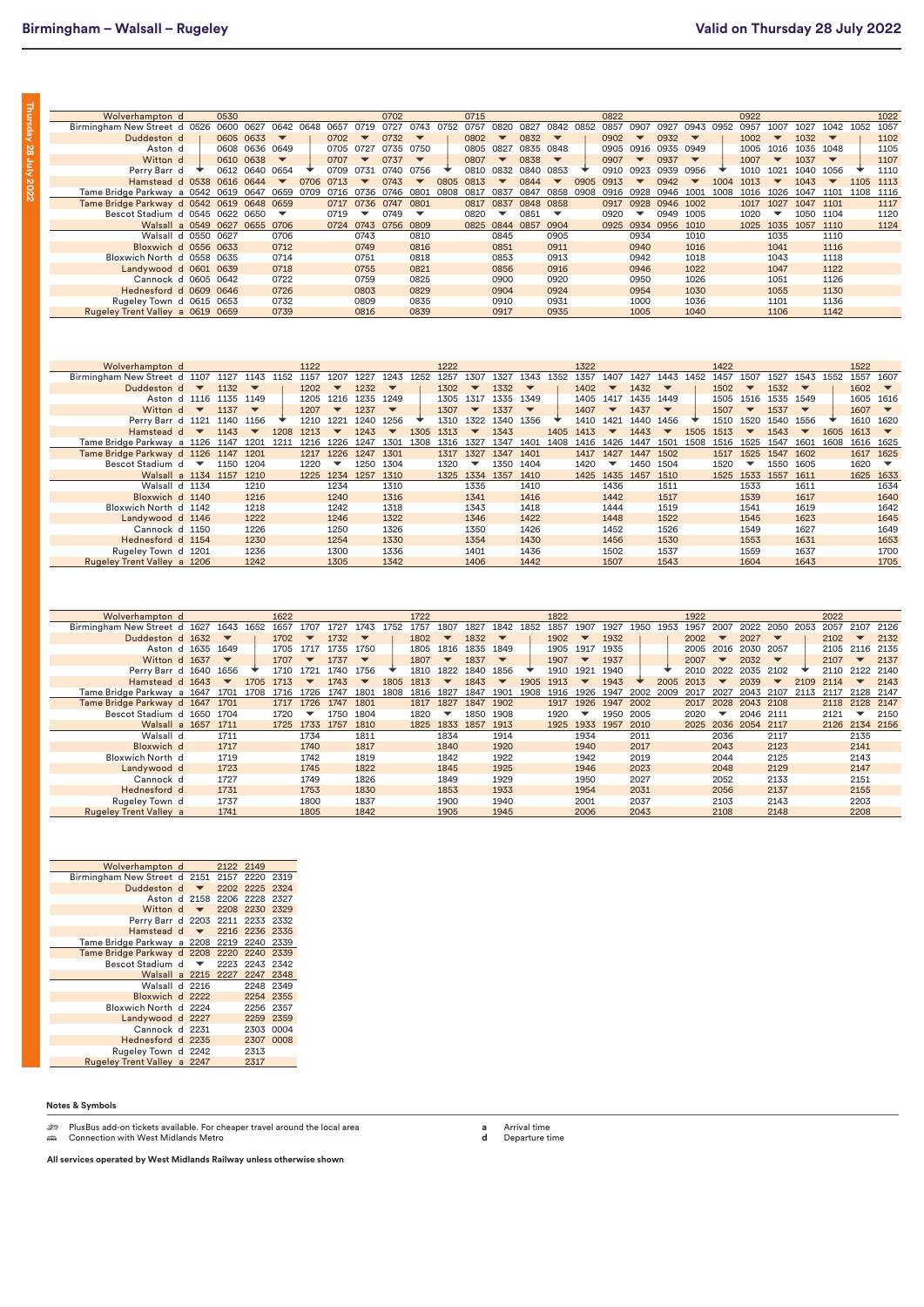# Birmingham – Walsall – Rugeley

**Valid on Thursday 28 July 2022**

| | | | | | | | | | | | | | | | | | | | | | | | | | | |
|---|---|---|---|---|---|---|---|---|---|---|---|---|---|---|---|---|---|---|---|---|---|---|---|---|---|---|
| Wolverhampton d | | 0530 | | | | | | 0702 | | | 0715 | | | | | 0822 | | | | | 0922 | | | | | 1022 |
| Birmingham New Street d | 0526 | 0600 | 0627 | 0642 | 0648 | 0657 | 0719 | 0727 | 0743 | 0752 | 0757 | 0820 | 0827 | 0842 | 0852 | 0857 | 0907 | 0927 | 0943 | 0952 | 0957 | 1007 | 1027 | 1042 | 1052 | 1057 |
| Duddeston d | | 0605 | 0633 | ▼ | | 0702 | ▼ | 0732 | ▼ | | 0802 | ▼ | 0832 | ▼ | | 0902 | ▼ | 0932 | ▼ | | 1002 | ▼ | 1032 | ▼ | | 1102 |
| Aston d | | 0608 | 0636 | 0649 | | 0705 | 0727 | 0735 | 0750 | | 0805 | 0827 | 0835 | 0848 | | 0905 | 0916 | 0935 | 0949 | | 1005 | 1016 | 1035 | 1048 | | 1105 |
| Witton d | | 0610 | 0638 | ▼ | | 0707 | ▼ | 0737 | ▼ | | 0807 | ▼ | 0838 | ▼ | | 0907 | ▼ | 0937 | ▼ | | 1007 | ▼ | 1037 | ▼ | | 1107 |
| Perry Barr d | ▼ | 0612 | 0640 | 0654 | ▼ | 0709 | 0731 | 0740 | 0756 | ▼ | 0810 | 0832 | 0840 | 0853 | ▼ | 0910 | 0923 | 0939 | 0956 | ▼ | 1010 | 1021 | 1040 | 1056 | ▼ | 1110 |
| Hamstead d | 0538 | 0616 | 0644 | ▼ | 0706 | 0713 | ▼ | 0743 | ▼ | 0805 | 0813 | ▼ | 0844 | ▼ | 0905 | 0913 | ▼ | 0942 | ▼ | 1004 | 1013 | ▼ | 1043 | ▼ | 1105 | 1113 |
| Tame Bridge Parkway a | 0542 | 0619 | 0647 | 0659 | 0709 | 0716 | 0736 | 0746 | 0801 | 0808 | 0817 | 0837 | 0847 | 0858 | 0908 | 0916 | 0928 | 0946 | 1001 | 1008 | 1016 | 1026 | 1047 | 1101 | 1108 | 1116 |
| Tame Bridge Parkway d | 0542 | 0619 | 0648 | 0659 | | 0717 | 0736 | 0747 | 0801 | | 0817 | 0837 | 0848 | 0858 | | 0917 | 0928 | 0946 | 1002 | | 1017 | 1027 | 1047 | 1101 | | 1117 |
| Bescot Stadium d | 0545 | 0622 | 0650 | ▼ | | 0719 | ▼ | 0749 | ▼ | | 0820 | ▼ | 0851 | ▼ | | 0920 | ▼ | 0949 | 1005 | | 1020 | ▼ | 1050 | 1104 | | 1120 |
| Walsall a | 0549 | 0627 | 0655 | 0706 | | 0724 | 0743 | 0756 | 0809 | | 0825 | 0844 | 0857 | 0904 | | 0925 | 0934 | 0956 | 1010 | | 1025 | 1035 | 1057 | 1110 | | 1124 |
| Walsall d | 0550 | 0627 | | 0706 | | | 0743 | | 0810 | | | 0845 | | 0905 | | | 0934 | | 1010 | | | 1035 | | 1110 | | |
| Bloxwich d | 0556 | 0633 | | 0712 | | | 0749 | | 0816 | | | 0851 | | 0911 | | | 0940 | | 1016 | | | 1041 | | 1116 | | |
| Bloxwich North d | 0558 | 0635 | | 0714 | | | 0751 | | 0818 | | | 0853 | | 0913 | | | 0942 | | 1018 | | | 1043 | | 1118 | | |
| Landywood d | 0601 | 0639 | | 0718 | | | 0755 | | 0821 | | | 0856 | | 0916 | | | 0946 | | 1022 | | | 1047 | | 1122 | | |
| Cannock d | 0605 | 0642 | | 0722 | | | 0759 | | 0825 | | | 0900 | | 0920 | | | 0950 | | 1026 | | | 1051 | | 1126 | | |
| Hednesford d | 0609 | 0646 | | 0726 | | | 0803 | | 0829 | | | 0904 | | 0924 | | | 0954 | | 1030 | | | 1055 | | 1130 | | |
| Rugeley Town d | 0615 | 0653 | | 0732 | | | 0809 | | 0835 | | | 0910 | | 0931 | | | 1000 | | 1036 | | | 1101 | | 1136 | | |
| Rugeley Trent Valley a | 0619 | 0659 | | 0739 | | | 0816 | | 0839 | | | 0917 | | 0935 | | | 1005 | | 1040 | | | 1106 | | 1142 | | |

| | | | | | | | | | | | | | | | | | | | | | | | | | | |
|---|---|---|---|---|---|---|---|---|---|---|---|---|---|---|---|---|---|---|---|---|---|---|---|---|---|---|
| Wolverhampton d | | | | | 1122 | | | | | 1222 | | | | | 1322 | | | | | 1422 | | | | | 1522 | |
| Birmingham New Street d | 1107 | 1127 | 1143 | 1152 | 1157 | 1207 | 1227 | 1243 | 1252 | 1257 | 1307 | 1327 | 1343 | 1352 | 1357 | 1407 | 1427 | 1443 | 1452 | 1457 | 1507 | 1527 | 1543 | 1552 | 1557 | 1607 |
| Duddeston d | ▼ | 1132 | ▼ | | 1202 | ▼ | 1232 | ▼ | | 1302 | ▼ | 1332 | ▼ | | 1402 | ▼ | 1432 | ▼ | | 1502 | ▼ | 1532 | ▼ | | 1602 | ▼ |
| Aston d | 1116 | 1135 | 1149 | | 1205 | 1216 | 1235 | 1249 | | 1305 | 1317 | 1335 | 1349 | | 1405 | 1417 | 1435 | 1449 | | 1505 | 1516 | 1535 | 1549 | | 1605 | 1616 |
| Witton d | ▼ | 1137 | ▼ | | 1207 | ▼ | 1237 | ▼ | | 1307 | ▼ | 1337 | ▼ | | 1407 | ▼ | 1437 | ▼ | | 1507 | ▼ | 1537 | ▼ | | 1607 | ▼ |
| Perry Barr d | 1121 | 1140 | 1156 | ▼ | 1210 | 1221 | 1240 | 1256 | ▼ | 1310 | 1322 | 1340 | 1356 | ▼ | 1410 | 1421 | 1440 | 1456 | ▼ | 1510 | 1520 | 1540 | 1556 | ▼ | 1610 | 1620 |
| Hamstead d | ▼ | 1143 | ▼ | 1208 | 1213 | ▼ | 1243 | ▼ | 1305 | 1313 | ▼ | 1343 | | 1405 | 1413 | ▼ | 1443 | ▼ | 1505 | 1513 | ▼ | 1543 | ▼ | 1605 | 1613 | ▼ |
| Tame Bridge Parkway a | 1126 | 1147 | 1201 | 1211 | 1216 | 1226 | 1247 | 1301 | 1308 | 1316 | 1327 | 1347 | 1401 | 1408 | 1416 | 1426 | 1447 | 1501 | 1508 | 1516 | 1525 | 1547 | 1601 | 1608 | 1616 | 1625 |
| Tame Bridge Parkway d | 1126 | 1147 | 1201 | | 1217 | 1226 | 1247 | 1301 | | 1317 | 1327 | 1347 | 1401 | | 1417 | 1427 | 1447 | 1502 | | 1517 | 1525 | 1547 | 1602 | | 1617 | 1625 |
| Bescot Stadium d | ▼ | 1150 | 1204 | | 1220 | ▼ | 1250 | 1304 | | 1320 | ▼ | 1350 | 1404 | | 1420 | ▼ | 1450 | 1504 | | 1520 | ▼ | 1550 | 1605 | | 1620 | ▼ |
| Walsall a | 1134 | 1157 | 1210 | | 1225 | 1234 | 1257 | 1310 | | 1325 | 1334 | 1357 | 1410 | | 1425 | 1435 | 1457 | 1510 | | 1525 | 1533 | 1557 | 1611 | | 1625 | 1633 |
| Walsall d | 1134 | | 1210 | | | 1234 | | 1310 | | | 1335 | | 1410 | | | 1436 | | 1511 | | | 1533 | | 1611 | | | 1634 |
| Bloxwich d | 1140 | | 1216 | | | 1240 | | 1316 | | | 1341 | | 1416 | | | 1442 | | 1517 | | | 1539 | | 1617 | | | 1640 |
| Bloxwich North d | 1142 | | 1218 | | | 1242 | | 1318 | | | 1343 | | 1418 | | | 1444 | | 1519 | | | 1541 | | 1619 | | | 1642 |
| Landywood d | 1146 | | 1222 | | | 1246 | | 1322 | | | 1346 | | 1422 | | | 1448 | | 1522 | | | 1545 | | 1623 | | | 1645 |
| Cannock d | 1150 | | 1226 | | | 1250 | | 1326 | | | 1350 | | 1426 | | | 1452 | | 1526 | | | 1549 | | 1627 | | | 1649 |
| Hednesford d | 1154 | | 1230 | | | 1254 | | 1330 | | | 1354 | | 1430 | | | 1456 | | 1530 | | | 1553 | | 1631 | | | 1653 |
| Rugeley Town d | 1201 | | 1236 | | | 1300 | | 1336 | | | 1401 | | 1436 | | | 1502 | | 1537 | | | 1559 | | 1637 | | | 1700 |
| Rugeley Trent Valley a | 1206 | | 1242 | | | 1305 | | 1342 | | | 1406 | | 1442 | | | 1507 | | 1543 | | | 1604 | | 1643 | | | 1705 |

| | | | | | | | | | | | | | | | | | | | | | | | | | | |
|---|---|---|---|---|---|---|---|---|---|---|---|---|---|---|---|---|---|---|---|---|---|---|---|---|---|---|
| Wolverhampton d | | | | 1622 | | | | | 1722 | | | | | 1822 | | | | | 1922 | | | | | 2022 | | |
| Birmingham New Street d | 1627 | 1643 | 1652 | 1657 | 1707 | 1727 | 1743 | 1752 | 1757 | 1807 | 1827 | 1842 | 1852 | 1857 | 1907 | 1927 | 1950 | 1953 | 1957 | 2007 | 2022 | 2050 | 2053 | 2057 | 2107 | 2126 |
| Duddeston d | 1632 | ▼ | | 1702 | ▼ | 1732 | ▼ | | 1802 | ▼ | 1832 | ▼ | | 1902 | ▼ | 1932 | | | 2002 | ▼ | 2027 | ▼ | | 2102 | ▼ | 2132 |
| Aston d | 1635 | 1649 | | 1705 | 1717 | 1735 | 1750 | | 1805 | 1816 | 1835 | 1849 | | 1905 | 1917 | 1935 | | | 2005 | 2016 | 2030 | 2057 | | 2105 | 2116 | 2135 |
| Witton d | 1637 | ▼ | | 1707 | ▼ | 1737 | ▼ | | 1807 | ▼ | 1837 | ▼ | | 1907 | ▼ | 1937 | | | 2007 | ▼ | 2032 | ▼ | | 2107 | ▼ | 2137 |
| Perry Barr d | 1640 | 1656 | ▼ | 1710 | 1721 | 1740 | 1756 | ▼ | 1810 | 1822 | 1840 | 1856 | ▼ | 1910 | 1921 | 1940 | | ▼ | 2010 | 2022 | 2035 | 2102 | ▼ | 2110 | 2122 | 2140 |
| Hamstead d | 1643 | ▼ | 1705 | 1713 | ▼ | 1743 | ▼ | 1805 | 1813 | ▼ | 1843 | ▼ | 1905 | 1913 | ▼ | 1943 | ▼ | 2005 | 2013 | ▼ | 2039 | ▼ | 2109 | 2114 | ▼ | 2143 |
| Tame Bridge Parkway a | 1647 | 1701 | 1708 | 1716 | 1726 | 1747 | 1801 | 1808 | 1816 | 1827 | 1847 | 1901 | 1908 | 1916 | 1926 | 1947 | 2002 | 2009 | 2017 | 2027 | 2043 | 2107 | 2113 | 2117 | 2128 | 2147 |
| Tame Bridge Parkway d | 1647 | 1701 | | 1717 | 1726 | 1747 | 1801 | | 1817 | 1827 | 1847 | 1902 | | 1917 | 1926 | 1947 | 2002 | | 2017 | 2028 | 2043 | 2108 | | 2118 | 2128 | 2147 |
| Bescot Stadium d | 1650 | 1704 | | 1720 | ▼ | 1750 | 1804 | | 1820 | ▼ | 1850 | 1908 | | 1920 | ▼ | 1950 | 2005 | | 2020 | ▼ | 2046 | 2111 | | 2121 | ▼ | 2150 |
| Walsall a | 1657 | 1711 | | 1725 | 1733 | 1757 | 1810 | | 1825 | 1833 | 1857 | 1913 | | 1925 | 1933 | 1957 | 2010 | | 2025 | 2036 | 2054 | 2117 | | 2126 | 2134 | 2156 |
| Walsall d | | 1711 | | | 1734 | | 1811 | | | 1834 | | 1914 | | | 1934 | | 2011 | | | 2036 | | 2117 | | | 2135 | |
| Bloxwich d | | 1717 | | | 1740 | | 1817 | | | 1840 | | 1920 | | | 1940 | | 2017 | | | 2043 | | 2123 | | | 2141 | |
| Bloxwich North d | | 1719 | | | 1742 | | 1819 | | | 1842 | | 1922 | | | 1942 | | 2019 | | | 2044 | | 2125 | | | 2143 | |
| Landywood d | | 1723 | | | 1745 | | 1822 | | | 1845 | | 1925 | | | 1946 | | 2023 | | | 2048 | | 2129 | | | 2147 | |
| Cannock d | | 1727 | | | 1749 | | 1826 | | | 1849 | | 1929 | | | 1950 | | 2027 | | | 2052 | | 2133 | | | 2151 | |
| Hednesford d | | 1731 | | | 1753 | | 1830 | | | 1853 | | 1933 | | | 1954 | | 2031 | | | 2056 | | 2137 | | | 2155 | |
| Rugeley Town d | | 1737 | | | 1800 | | 1837 | | | 1900 | | 1940 | | | 2001 | | 2037 | | | 2103 | | 2143 | | | 2203 | |
| Rugeley Trent Valley a | | 1741 | | | 1805 | | 1842 | | | 1905 | | 1945 | | | 2006 | | 2043 | | | 2108 | | 2148 | | | 2208 | |

| | | | | |
|---|---|---|---|---|
| Wolverhampton d | | 2122 | 2149 | |
| Birmingham New Street d | 2151 | 2157 | 2220 | 2319 |
| Duddeston d | ▼ | 2202 | 2225 | 2324 |
| Aston d | 2158 | 2206 | 2228 | 2327 |
| Witton d | ▼ | 2208 | 2230 | 2329 |
| Perry Barr d | 2203 | 2211 | 2233 | 2332 |
| Hamstead d | ▼ | 2216 | 2236 | 2335 |
| Tame Bridge Parkway a | 2208 | 2219 | 2240 | 2339 |
| Tame Bridge Parkway d | 2208 | 2220 | 2240 | 2339 |
| Bescot Stadium d | ▼ | 2223 | 2243 | 2342 |
| Walsall a | 2215 | 2227 | 2247 | 2348 |
| Walsall d | 2216 | | 2248 | 2349 |
| Bloxwich d | 2222 | | 2254 | 2355 |
| Bloxwich North d | 2224 | | 2256 | 2357 |
| Landywood d | 2227 | | 2259 | 2359 |
| Cannock d | 2231 | | 2303 | 0004 |
| Hednesford d | 2235 | | 2307 | 0008 |
| Rugeley Town d | 2242 | | 2313 | |
| Rugeley Trent Valley a | 2247 | | 2317 | |

**Notes & Symbols**

PlusBus add-on tickets available. For cheaper travel around the local area

Connection with West Midlands Metro

**a** Arrival time

**d** Departure time

**All services operated by West Midlands Railway unless otherwise shown**